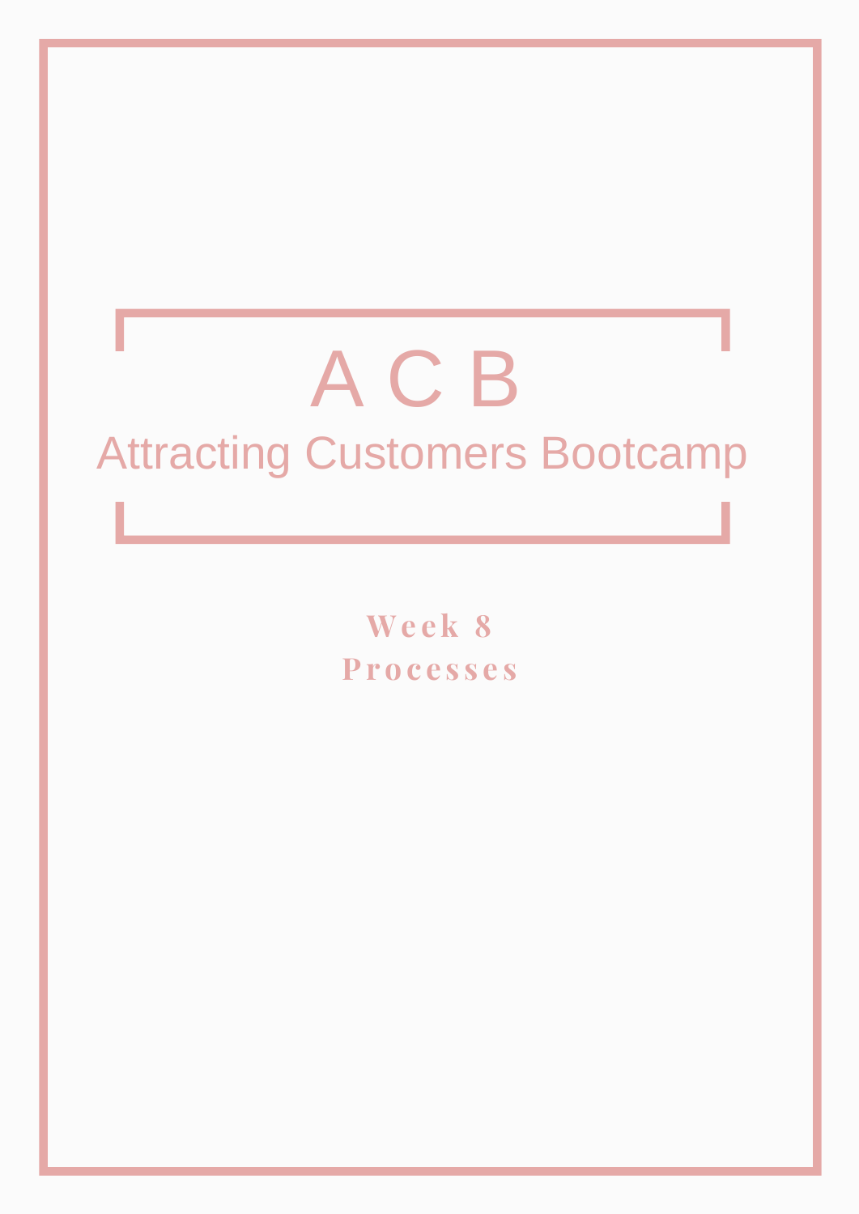# A C B

## Attracting Customers Bootcamp

**Week 8**

**Processes**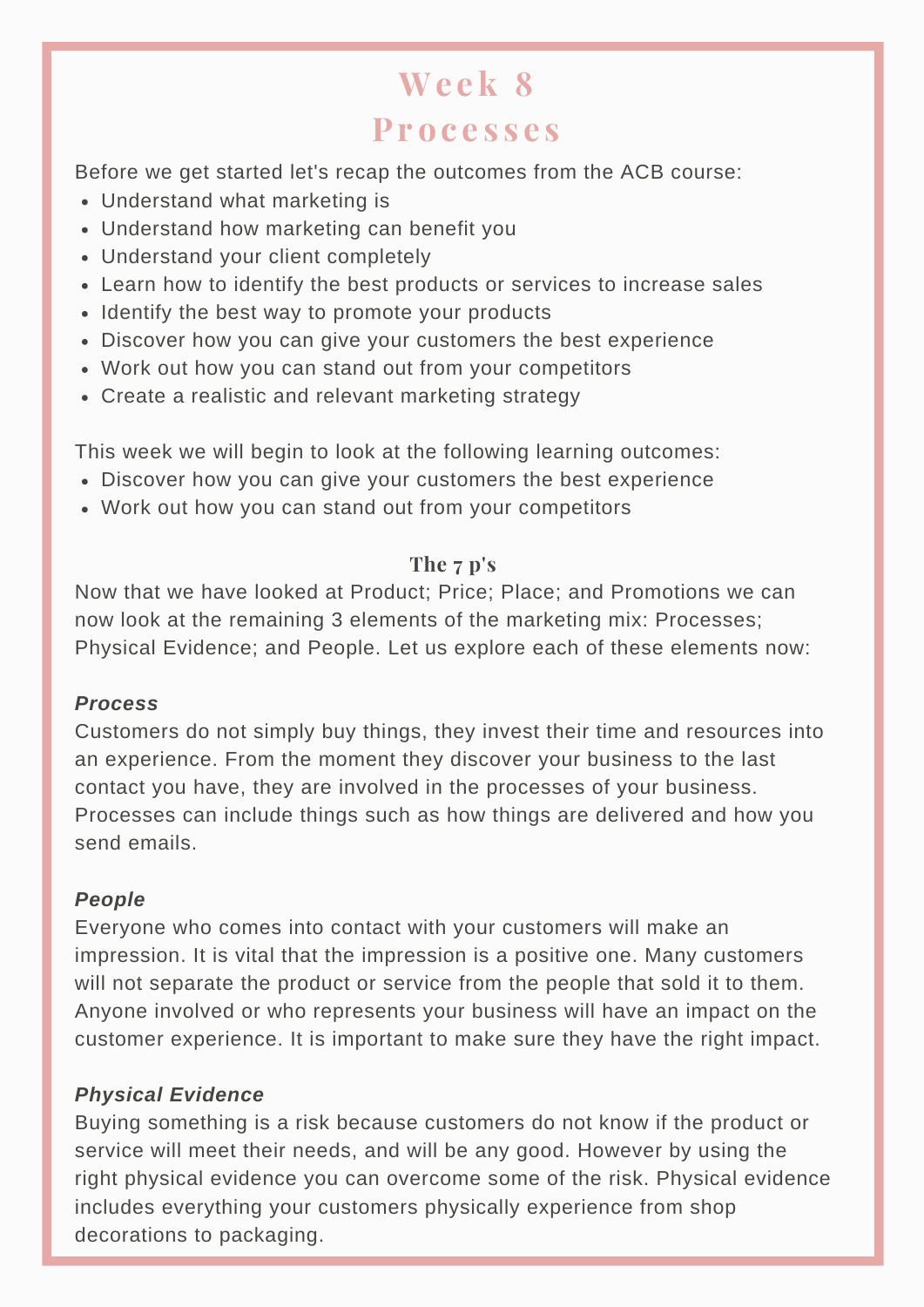# Week 8
# Processes

Before we get started let's recap the outcomes from the ACB course:

- Understand what marketing is
- Understand how marketing can benefit you
- Understand your client completely
- Learn how to identify the best products or services to increase sales
- Identify the best way to promote your products
- Discover how you can give your customers the best experience
- Work out how you can stand out from your competitors
- Create a realistic and relevant marketing strategy

This week we will begin to look at the following learning outcomes:

- Discover how you can give your customers the best experience
- Work out how you can stand out from your competitors

### The 7 p's

Now that we have looked at Product; Price; Place; and Promotions we can now look at the remaining 3 elements of the marketing mix: Processes; Physical Evidence; and People. Let us explore each of these elements now:

***Process***

Customers do not simply buy things, they invest their time and resources into an experience. From the moment they discover your business to the last contact you have, they are involved in the processes of your business. Processes can include things such as how things are delivered and how you send emails.

***People***

Everyone who comes into contact with your customers will make an impression. It is vital that the impression is a positive one. Many customers will not separate the product or service from the people that sold it to them. Anyone involved or who represents your business will have an impact on the customer experience. It is important to make sure they have the right impact.

***Physical Evidence***

Buying something is a risk because customers do not know if the product or service will meet their needs, and will be any good. However by using the right physical evidence you can overcome some of the risk. Physical evidence includes everything your customers physically experience from shop decorations to packaging.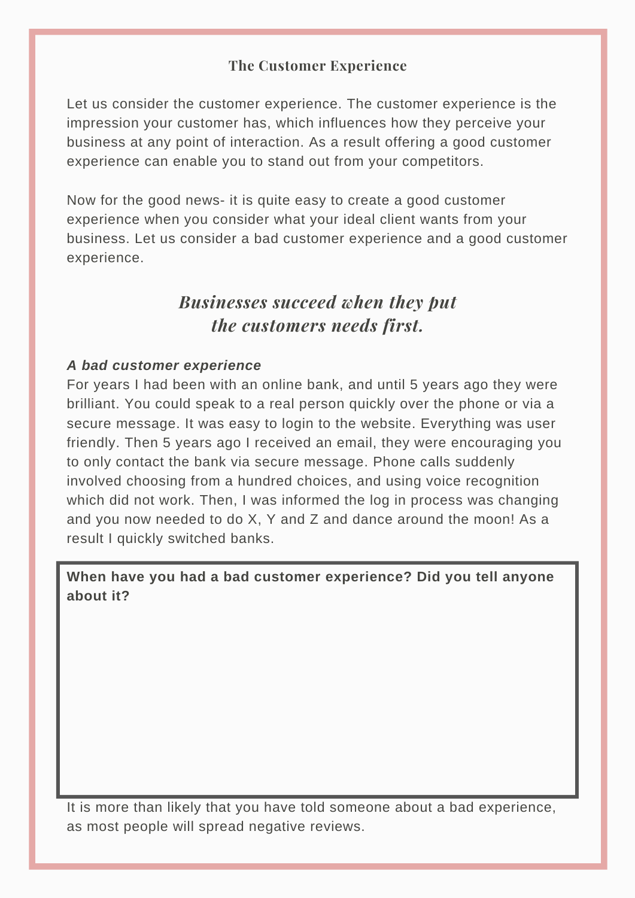## The Customer Experience

Let us consider the customer experience. The customer experience is the impression your customer has, which influences how they perceive your business at any point of interaction. As a result offering a good customer experience can enable you to stand out from your competitors.

Now for the good news- it is quite easy to create a good customer experience when you consider what your ideal client wants from your business. Let us consider a bad customer experience and a good customer experience.

> ***Businesses succeed when they put the customers needs first.***

***A bad customer experience***

For years I had been with an online bank, and until 5 years ago they were brilliant. You could speak to a real person quickly over the phone or via a secure message. It was easy to login to the website. Everything was user friendly. Then 5 years ago I received an email, they were encouraging you to only contact the bank via secure message. Phone calls suddenly involved choosing from a hundred choices, and using voice recognition which did not work. Then, I was informed the log in process was changing and you now needed to do X, Y and Z and dance around the moon! As a result I quickly switched banks.

**When have you had a bad customer experience? Did you tell anyone about it?**

It is more than likely that you have told someone about a bad experience, as most people will spread negative reviews.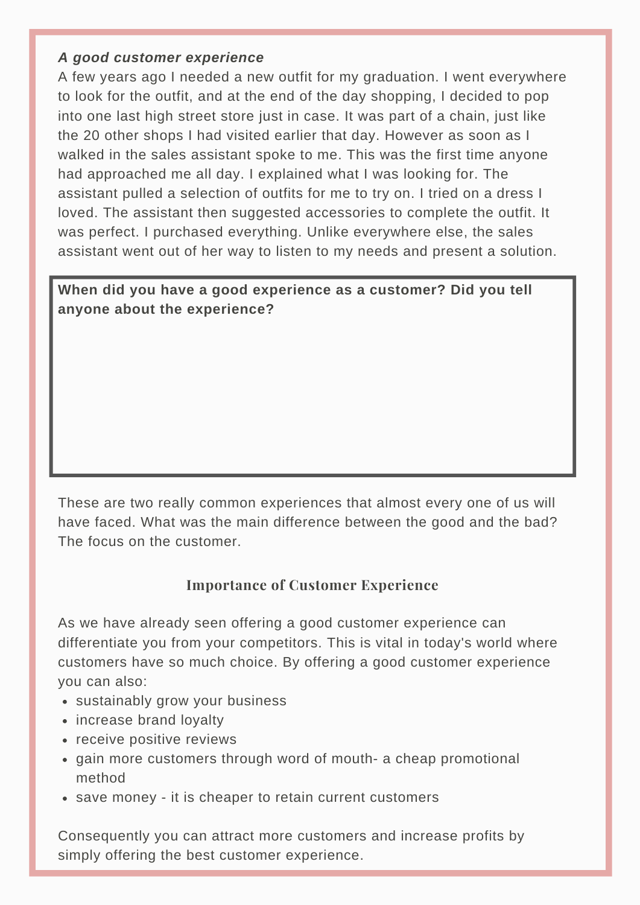***A good customer experience***

A few years ago I needed a new outfit for my graduation. I went everywhere to look for the outfit, and at the end of the day shopping, I decided to pop into one last high street store just in case. It was part of a chain, just like the 20 other shops I had visited earlier that day. However as soon as I walked in the sales assistant spoke to me. This was the first time anyone had approached me all day. I explained what I was looking for. The assistant pulled a selection of outfits for me to try on. I tried on a dress I loved. The assistant then suggested accessories to complete the outfit. It was perfect. I purchased everything. Unlike everywhere else, the sales assistant went out of her way to listen to my needs and present a solution.

**When did you have a good experience as a customer? Did you tell anyone about the experience?**

These are two really common experiences that almost every one of us will have faced. What was the main difference between the good and the bad? The focus on the customer.

## Importance of Customer Experience

As we have already seen offering a good customer experience can differentiate you from your competitors. This is vital in today's world where customers have so much choice. By offering a good customer experience you can also:

- sustainably grow your business
- increase brand loyalty
- receive positive reviews
- gain more customers through word of mouth- a cheap promotional method
- save money - it is cheaper to retain current customers

Consequently you can attract more customers and increase profits by simply offering the best customer experience.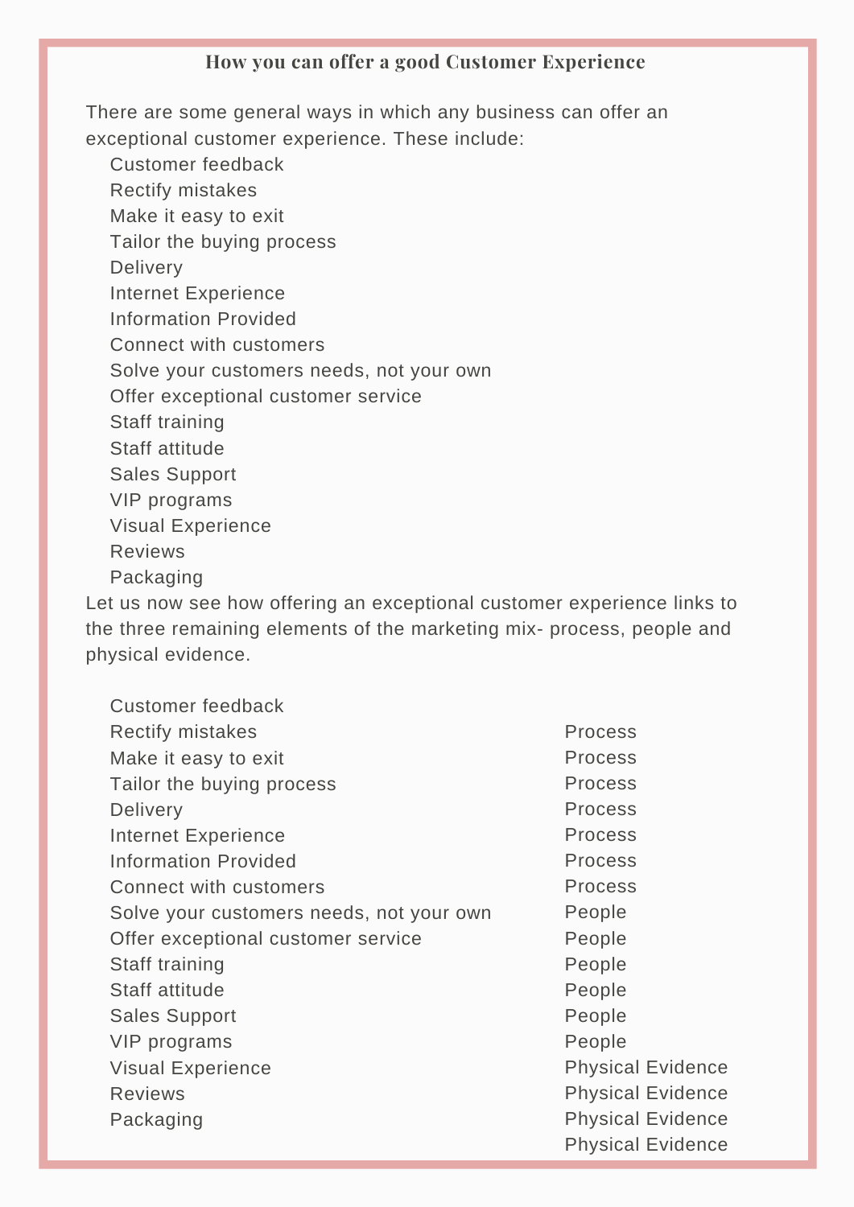## How you can offer a good Customer Experience

There are some general ways in which any business can offer an exceptional customer experience. These include:

- Customer feedback
- Rectify mistakes
- Make it easy to exit
- Tailor the buying process
- Delivery
- Internet Experience
- Information Provided
- Connect with customers
- Solve your customers needs, not your own
- Offer exceptional customer service
- Staff training
- Staff attitude
- Sales Support
- VIP programs
- Visual Experience
- Reviews
- Packaging

Let us now see how offering an exceptional customer experience links to the three remaining elements of the marketing mix- process, people and physical evidence.

| | |
|---|---|
| Customer feedback | |
| Rectify mistakes | Process |
| Make it easy to exit | Process |
| Tailor the buying process | Process |
| Delivery | Process |
| Internet Experience | Process |
| Information Provided | Process |
| Connect with customers | Process |
| Solve your customers needs, not your own | People |
| Offer exceptional customer service | People |
| Staff training | People |
| Staff attitude | People |
| Sales Support | People |
| VIP programs | People |
| Visual Experience | Physical Evidence |
| Reviews | Physical Evidence |
| Packaging | Physical Evidence |
| | Physical Evidence |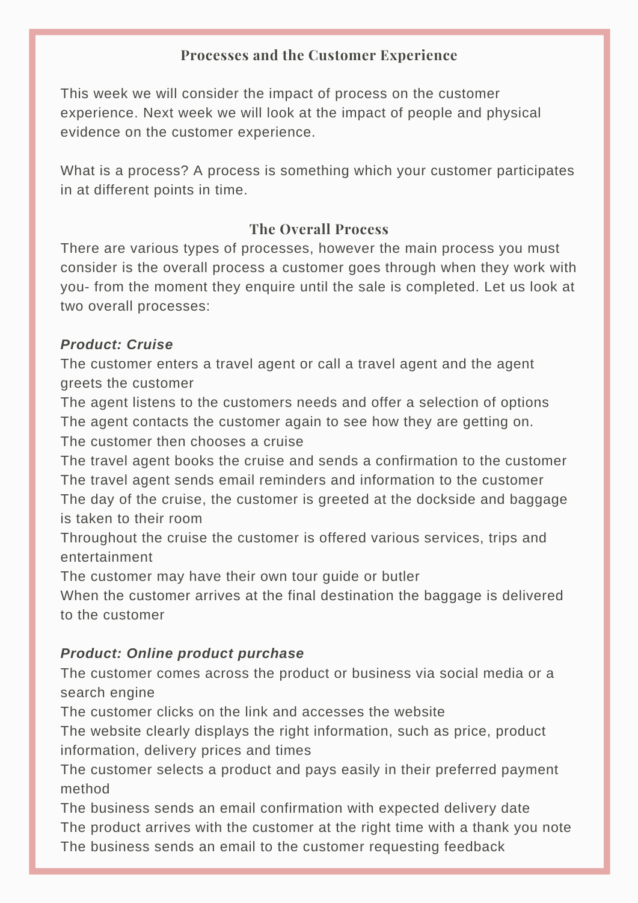## Processes and the Customer Experience

This week we will consider the impact of process on the customer experience. Next week we will look at the impact of people and physical evidence on the customer experience.

What is a process? A process is something which your customer participates in at different points in time.

### The Overall Process

There are various types of processes, however the main process you must consider is the overall process a customer goes through when they work with you- from the moment they enquire until the sale is completed. Let us look at two overall processes:

***Product: Cruise***

The customer enters a travel agent or call a travel agent and the agent greets the customer
The agent listens to the customers needs and offer a selection of options
The agent contacts the customer again to see how they are getting on.
The customer then chooses a cruise
The travel agent books the cruise and sends a confirmation to the customer
The travel agent sends email reminders and information to the customer
The day of the cruise, the customer is greeted at the dockside and baggage is taken to their room
Throughout the cruise the customer is offered various services, trips and entertainment
The customer may have their own tour guide or butler
When the customer arrives at the final destination the baggage is delivered to the customer

***Product: Online product purchase***

The customer comes across the product or business via social media or a search engine
The customer clicks on the link and accesses the website
The website clearly displays the right information, such as price, product information, delivery prices and times
The customer selects a product and pays easily in their preferred payment method
The business sends an email confirmation with expected delivery date
The product arrives with the customer at the right time with a thank you note
The business sends an email to the customer requesting feedback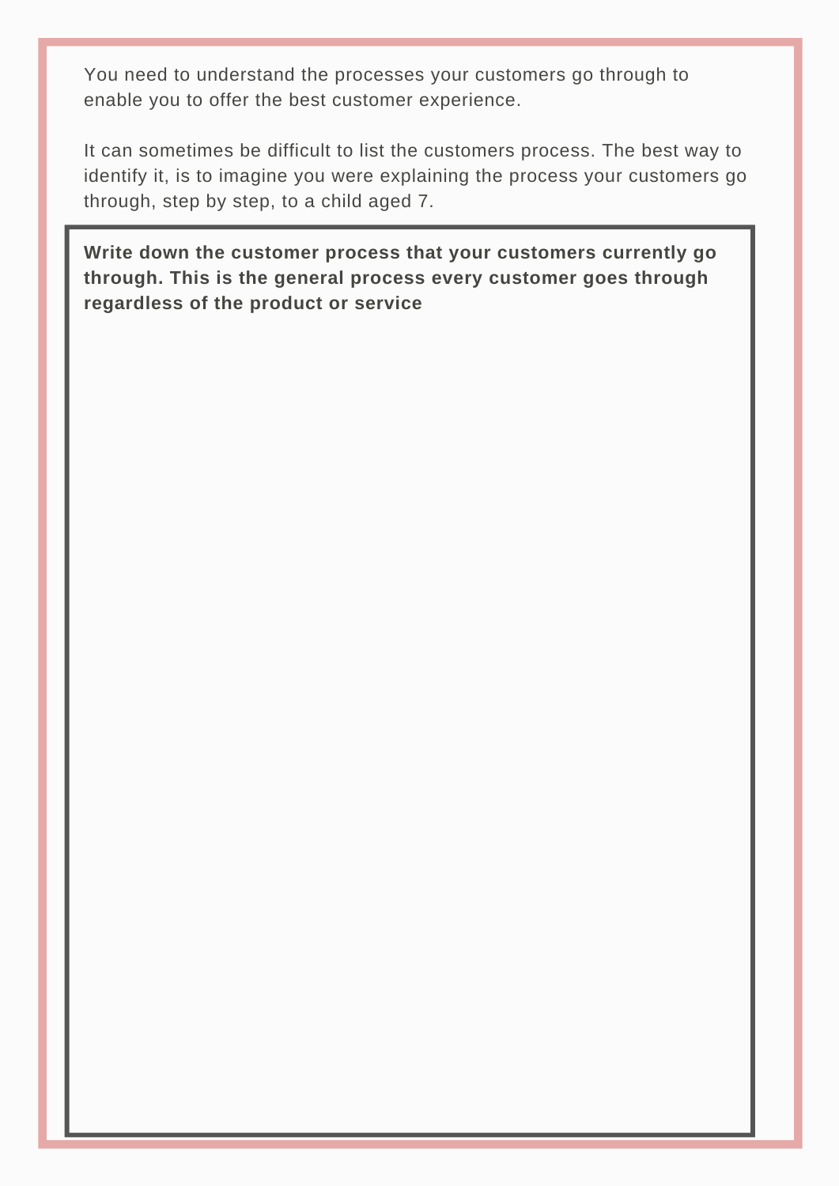You need to understand the processes your customers go through to enable you to offer the best customer experience.

It can sometimes be difficult to list the customers process. The best way to identify it, is to imagine you were explaining the process your customers go through, step by step, to a child aged 7.

**Write down the customer process that your customers currently go through. This is the general process every customer goes through regardless of the product or service**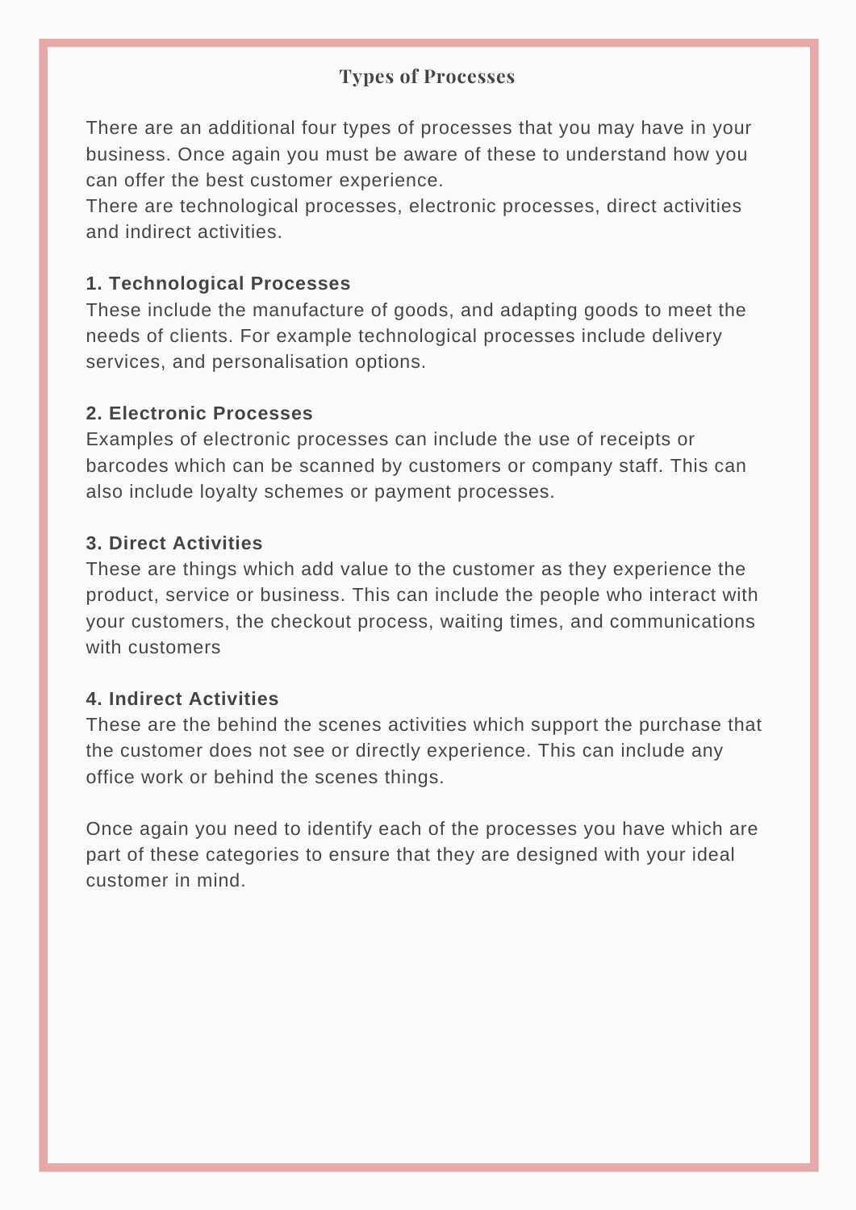## Types of Processes

There are an additional four types of processes that you may have in your business. Once again you must be aware of these to understand how you can offer the best customer experience.
There are technological processes, electronic processes, direct activities and indirect activities.

### 1. Technological Processes

These include the manufacture of goods, and adapting goods to meet the needs of clients. For example technological processes include delivery services, and personalisation options.

### 2. Electronic Processes

Examples of electronic processes can include the use of receipts or barcodes which can be scanned by customers or company staff. This can also include loyalty schemes or payment processes.

### 3. Direct Activities

These are things which add value to the customer as they experience the product, service or business. This can include the people who interact with your customers, the checkout process, waiting times, and communications with customers

### 4. Indirect Activities

These are the behind the scenes activities which support the purchase that the customer does not see or directly experience. This can include any office work or behind the scenes things.

Once again you need to identify each of the processes you have which are part of these categories to ensure that they are designed with your ideal customer in mind.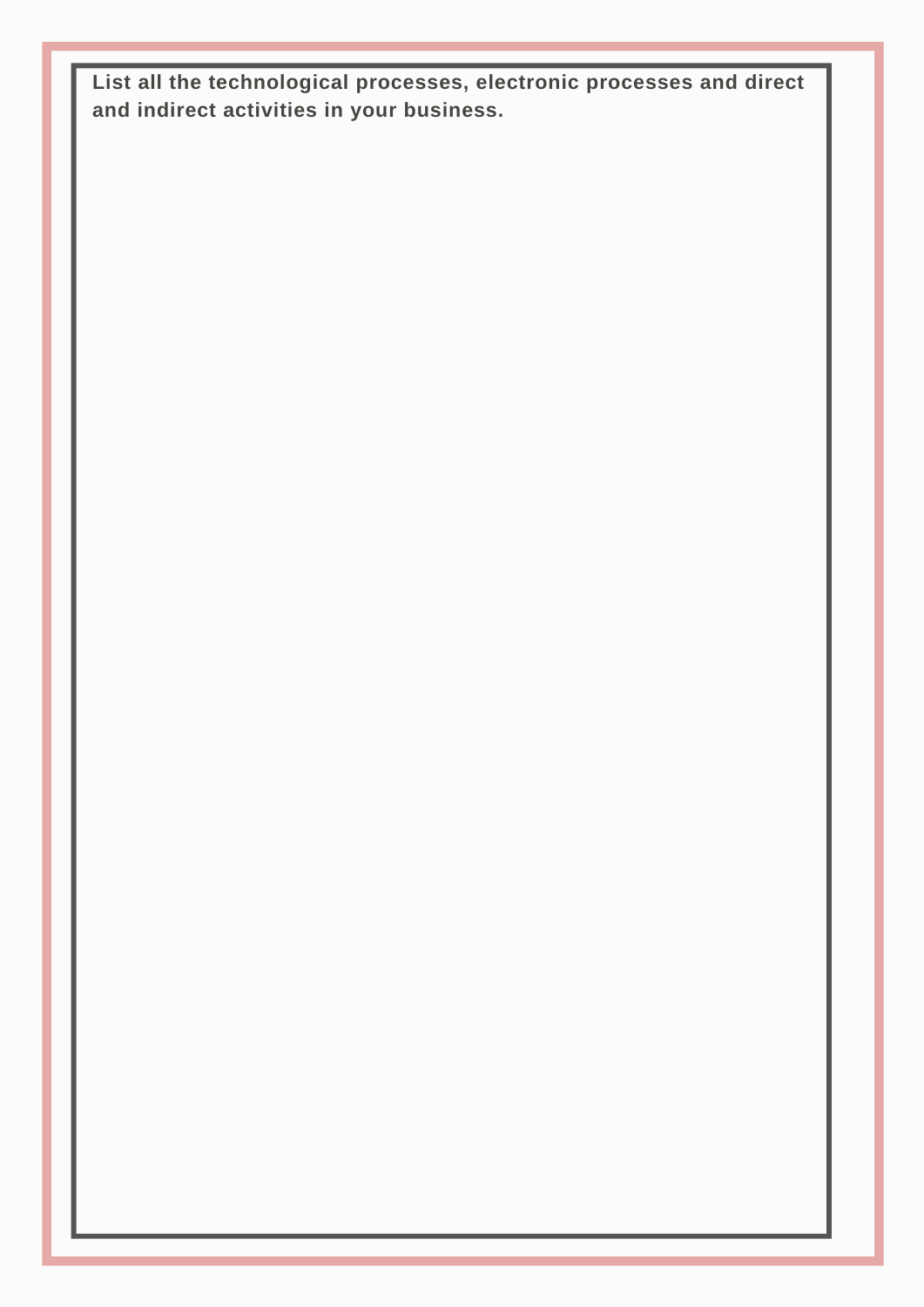**List all the technological processes, electronic processes and direct and indirect activities in your business.**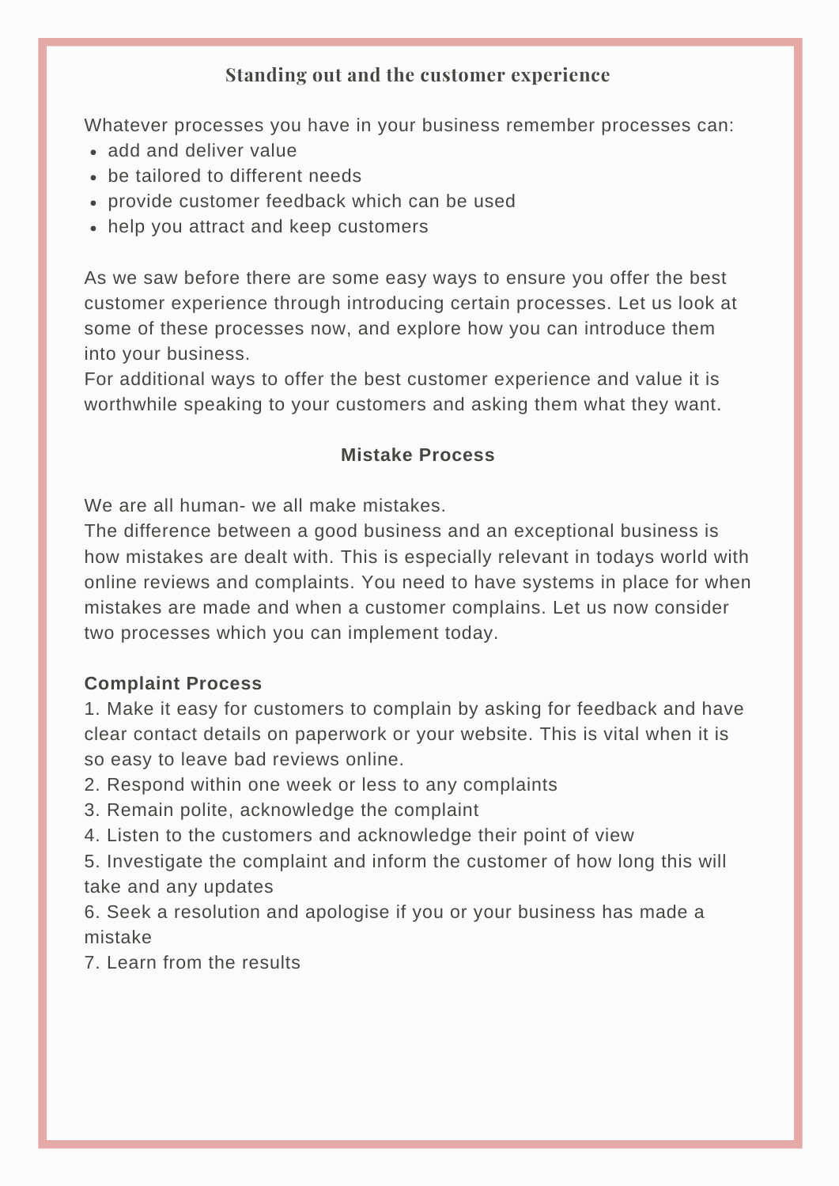## Standing out and the customer experience

Whatever processes you have in your business remember processes can:

- add and deliver value
- be tailored to different needs
- provide customer feedback which can be used
- help you attract and keep customers

As we saw before there are some easy ways to ensure you offer the best customer experience through introducing certain processes. Let us look at some of these processes now, and explore how you can introduce them into your business.

For additional ways to offer the best customer experience and value it is worthwhile speaking to your customers and asking them what they want.

### Mistake Process

We are all human- we all make mistakes.

The difference between a good business and an exceptional business is how mistakes are dealt with. This is especially relevant in todays world with online reviews and complaints. You need to have systems in place for when mistakes are made and when a customer complains. Let us now consider two processes which you can implement today.

**Complaint Process**

1. Make it easy for customers to complain by asking for feedback and have clear contact details on paperwork or your website. This is vital when it is so easy to leave bad reviews online.
2. Respond within one week or less to any complaints
3. Remain polite, acknowledge the complaint
4. Listen to the customers and acknowledge their point of view
5. Investigate the complaint and inform the customer of how long this will take and any updates
6. Seek a resolution and apologise if you or your business has made a mistake
7. Learn from the results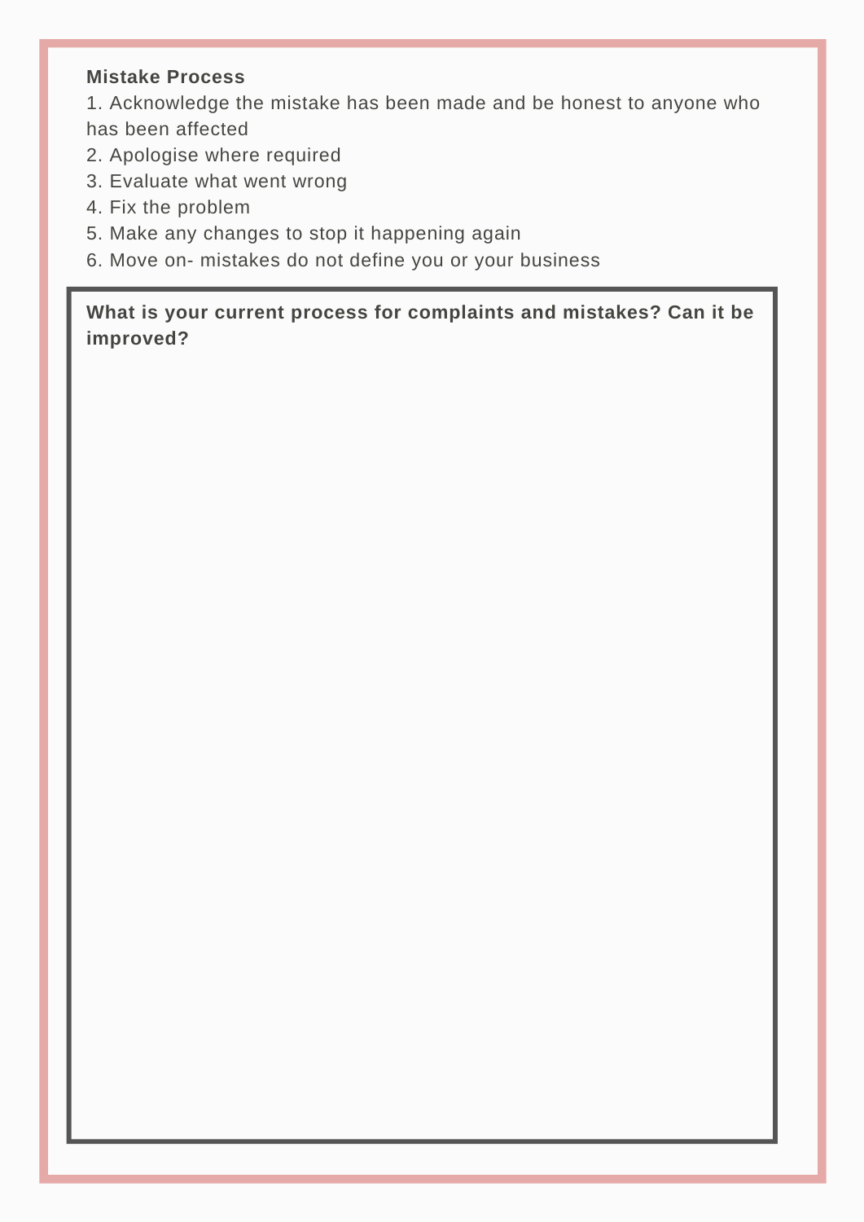**Mistake Process**

1. Acknowledge the mistake has been made and be honest to anyone who has been affected
2. Apologise where required
3. Evaluate what went wrong
4. Fix the problem
5. Make any changes to stop it happening again
6. Move on- mistakes do not define you or your business

**What is your current process for complaints and mistakes? Can it be improved?**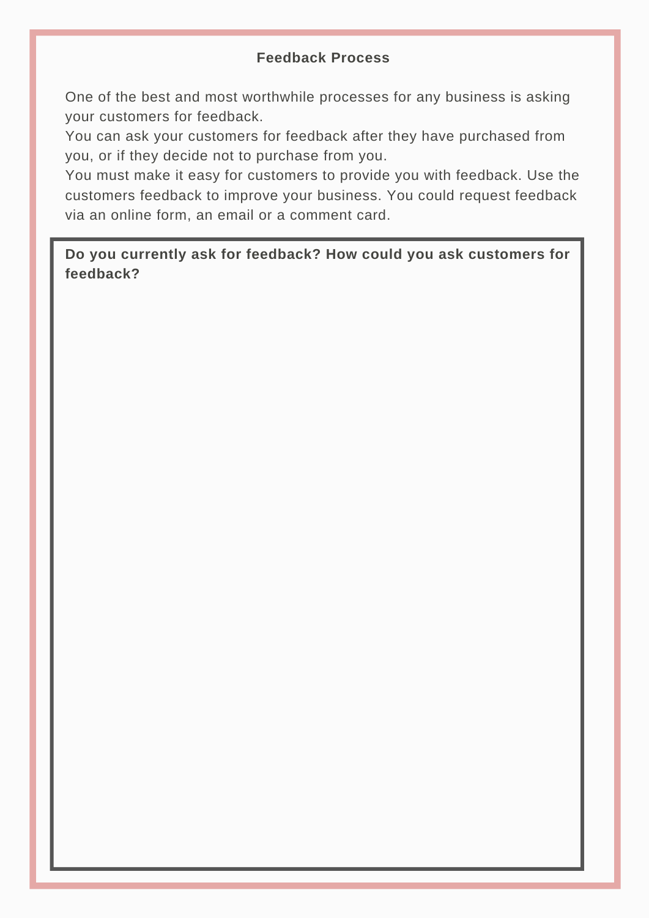## Feedback Process

One of the best and most worthwhile processes for any business is asking your customers for feedback.

You can ask your customers for feedback after they have purchased from you, or if they decide not to purchase from you.

You must make it easy for customers to provide you with feedback. Use the customers feedback to improve your business. You could request feedback via an online form, an email or a comment card.

**Do you currently ask for feedback? How could you ask customers for feedback?**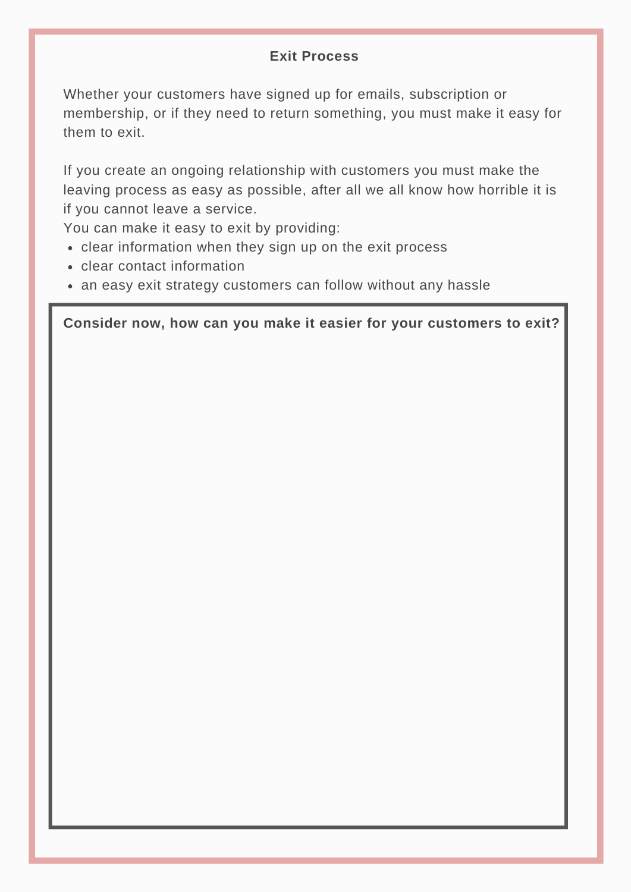**Exit Process**

Whether your customers have signed up for emails, subscription or membership, or if they need to return something, you must make it easy for them to exit.

If you create an ongoing relationship with customers you must make the leaving process as easy as possible, after all we all know how horrible it is if you cannot leave a service.
You can make it easy to exit by providing:

- clear information when they sign up on the exit process
- clear contact information
- an easy exit strategy customers can follow without any hassle

**Consider now, how can you make it easier for your customers to exit?**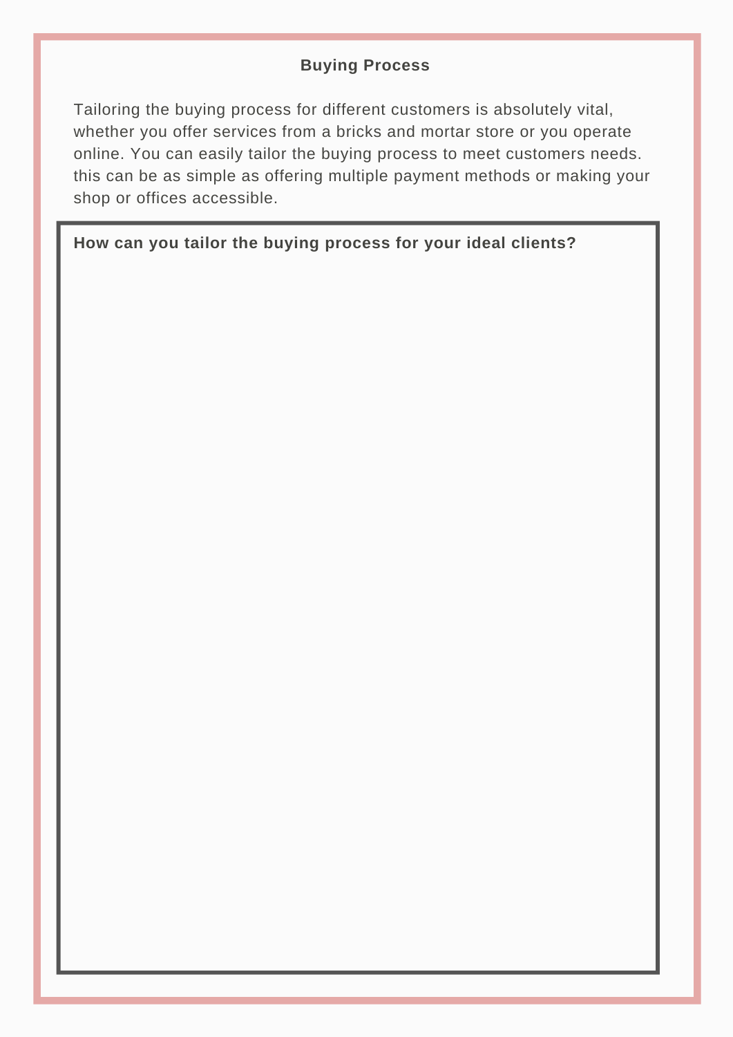## Buying Process

Tailoring the buying process for different customers is absolutely vital, whether you offer services from a bricks and mortar store or you operate online. You can easily tailor the buying process to meet customers needs. this can be as simple as offering multiple payment methods or making your shop or offices accessible.

**How can you tailor the buying process for your ideal clients?**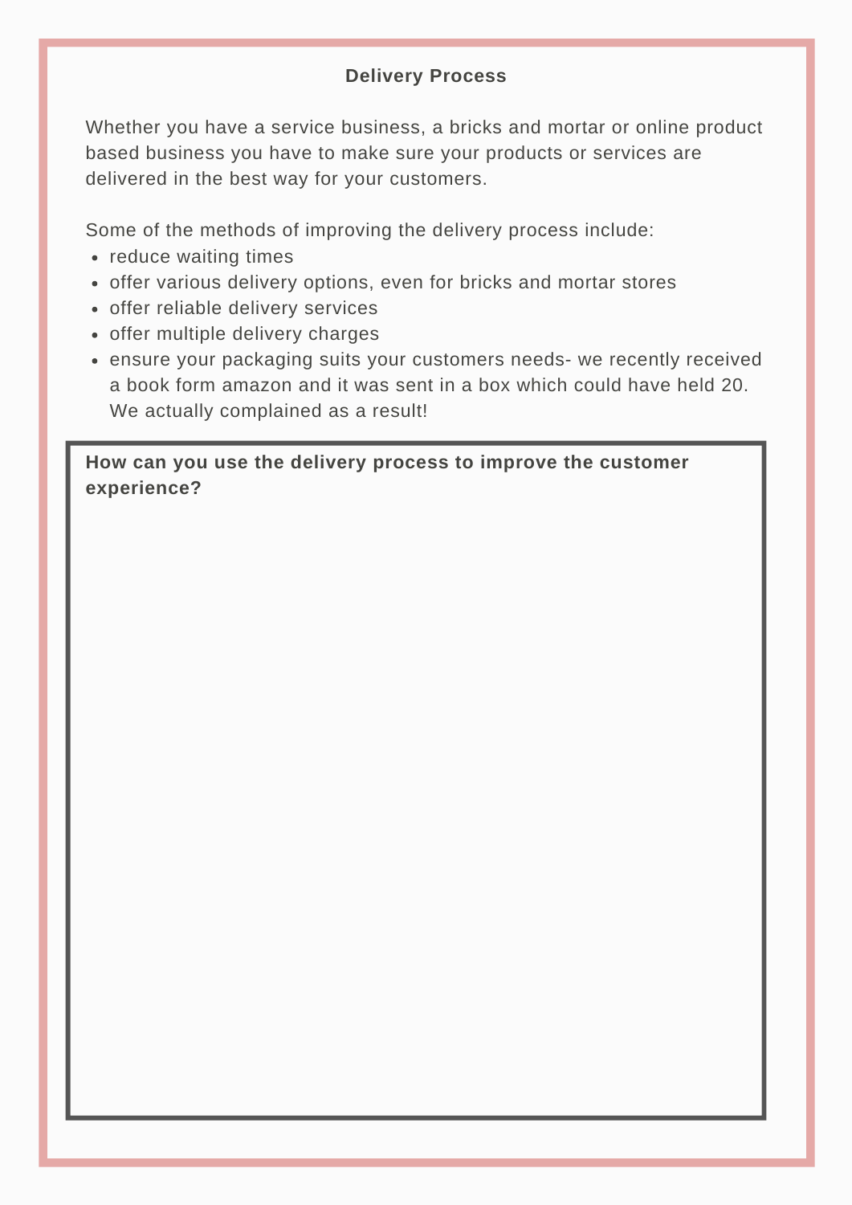## Delivery Process

Whether you have a service business, a bricks and mortar or online product based business you have to make sure your products or services are delivered in the best way for your customers.

Some of the methods of improving the delivery process include:

- reduce waiting times
- offer various delivery options, even for bricks and mortar stores
- offer reliable delivery services
- offer multiple delivery charges
- ensure your packaging suits your customers needs- we recently received a book form amazon and it was sent in a box which could have held 20. We actually complained as a result!

**How can you use the delivery process to improve the customer experience?**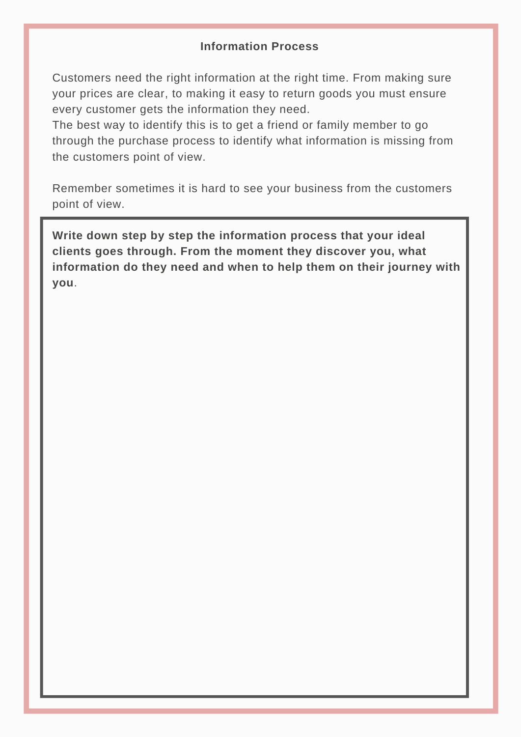**Information Process**

Customers need the right information at the right time. From making sure your prices are clear, to making it easy to return goods you must ensure every customer gets the information they need.
The best way to identify this is to get a friend or family member to go through the purchase process to identify what information is missing from the customers point of view.

Remember sometimes it is hard to see your business from the customers point of view.

**Write down step by step the information process that your ideal clients goes through. From the moment they discover you, what information do they need and when to help them on their journey with you**.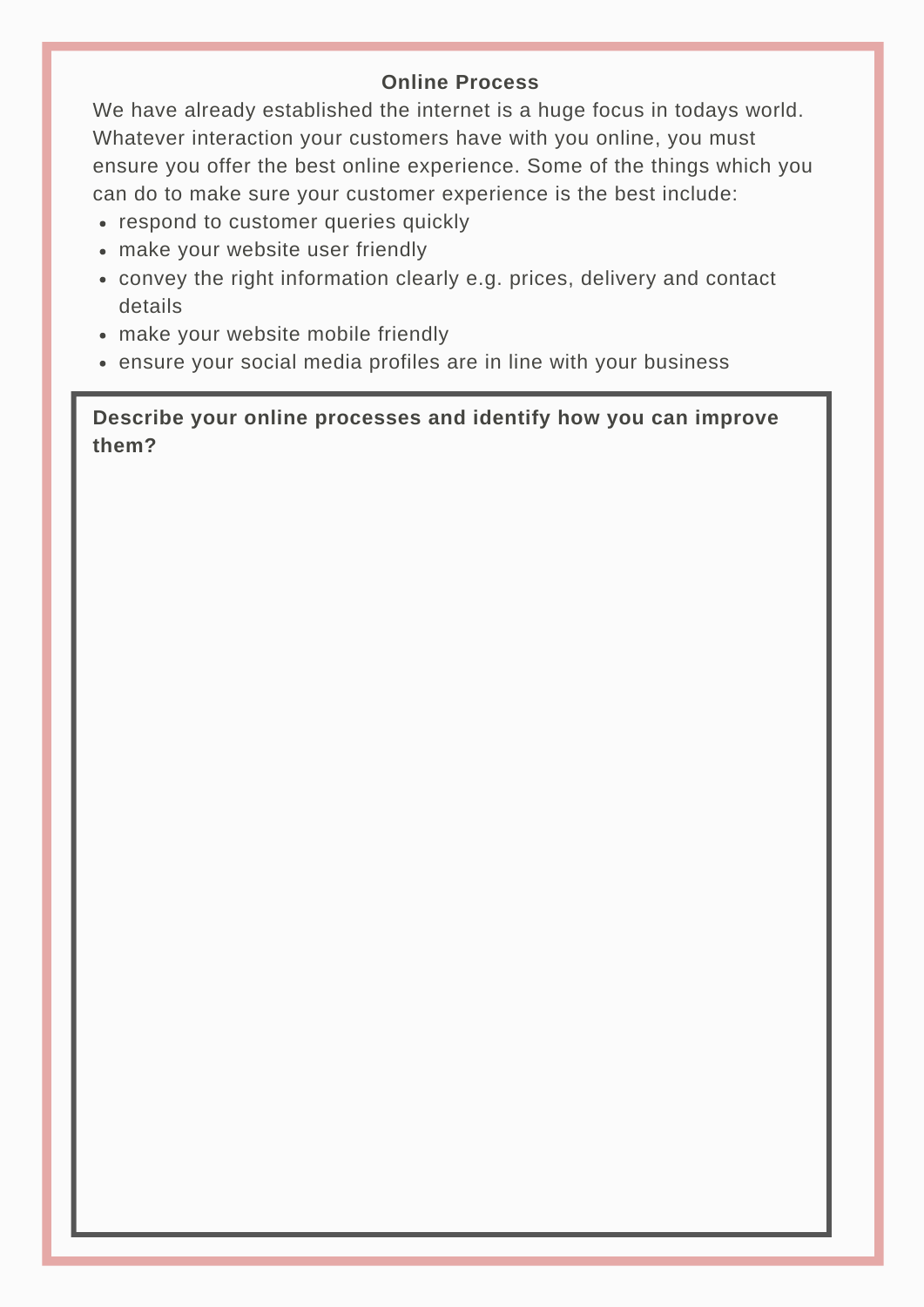## Online Process

We have already established the internet is a huge focus in todays world. Whatever interaction your customers have with you online, you must ensure you offer the best online experience. Some of the things which you can do to make sure your customer experience is the best include:

- respond to customer queries quickly
- make your website user friendly
- convey the right information clearly e.g. prices, delivery and contact details
- make your website mobile friendly
- ensure your social media profiles are in line with your business

**Describe your online processes and identify how you can improve them?**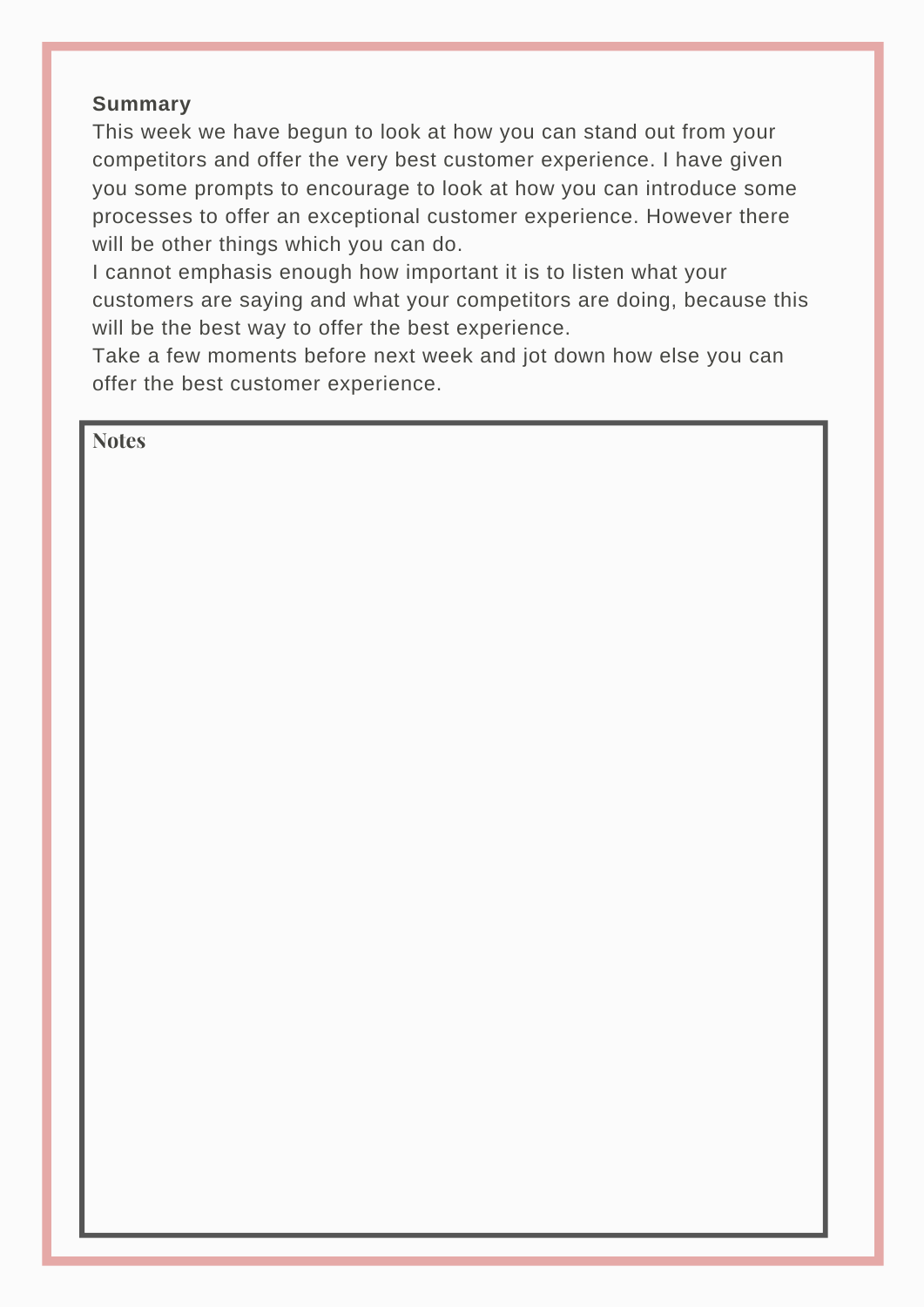**Summary**

This week we have begun to look at how you can stand out from your competitors and offer the very best customer experience. I have given you some prompts to encourage to look at how you can introduce some processes to offer an exceptional customer experience. However there will be other things which you can do.

I cannot emphasis enough how important it is to listen what your customers are saying and what your competitors are doing, because this will be the best way to offer the best experience.

Take a few moments before next week and jot down how else you can offer the best customer experience.

**Notes**